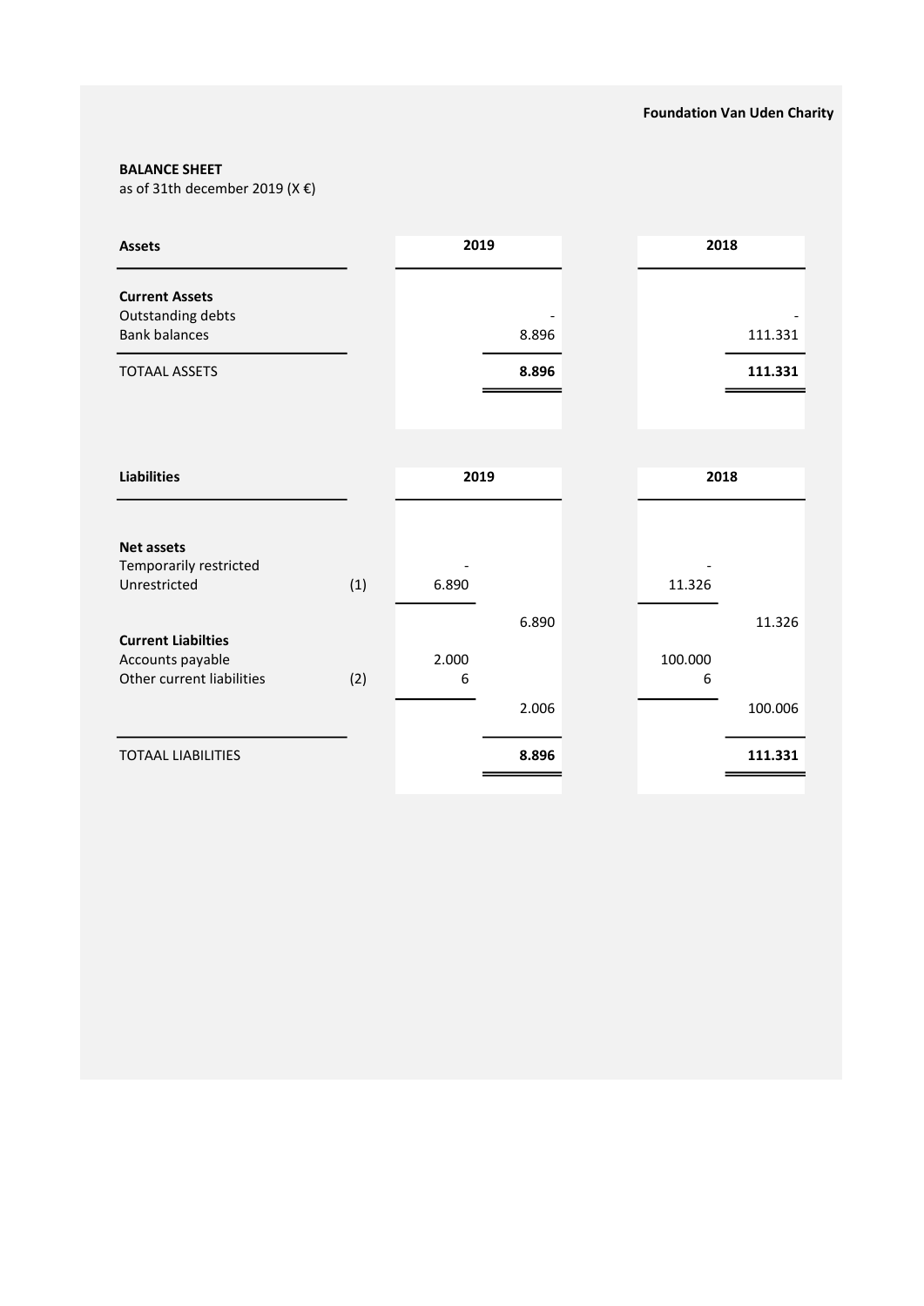**Foundation Van Uden Charity**

**BALANCE SHEET**
as of 31th december 2019 (X €)

| **Assets** | | 2019 | | 2018 | |
|---|---|---|---|---|---|
| **Current Assets** | | | | | |
| Outstanding debts | | | - | | - |
| Bank balances | | | 8.896 | | 111.331 |
| TOTAAL ASSETS | | | **8.896** | | **111.331** |

| **Liabilities** | | 2019 | | 2018 | |
|---|---|---|---|---|---|
| **Net assets** | | | | | |
| Temporarily restricted | | - | | - | |
| Unrestricted | (1) | 6.890 | | 11.326 | |
| | | | 6.890 | | 11.326 |
| **Current Liabilties** | | | | | |
| Accounts payable | | 2.000 | | 100.000 | |
| Other current liabilities | (2) | 6 | | 6 | |
| | | | 2.006 | | 100.006 |
| TOTAAL LIABILITIES | | | **8.896** | | **111.331** |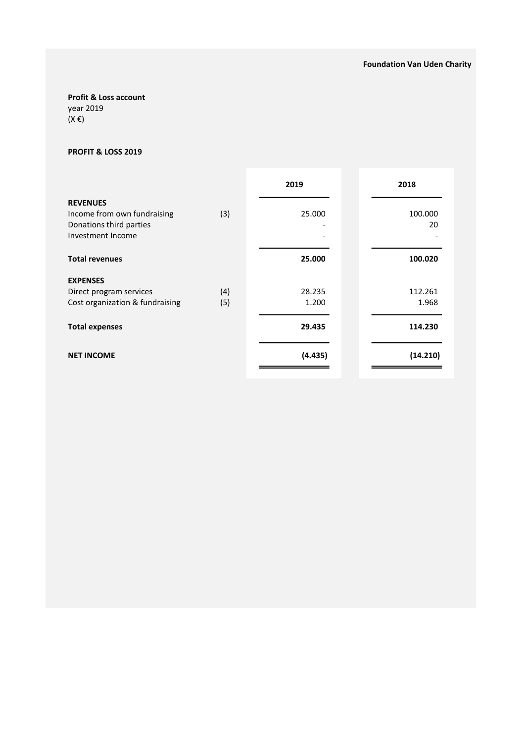**Foundation Van Uden Charity**

**Profit & Loss account**
year 2019
(X €)

**PROFIT & LOSS 2019**

| | | 2019 | 2018 |
|---|---|---|---|
| **REVENUES** | | | |
| Income from own fundraising | (3) | 25.000 | 100.000 |
| Donations third parties | | - | 20 |
| Investment Income | | - | - |
| **Total revenues** | | **25.000** | **100.020** |
| **EXPENSES** | | | |
| Direct program services | (4) | 28.235 | 112.261 |
| Cost organization & fundraising | (5) | 1.200 | 1.968 |
| **Total expenses** | | **29.435** | **114.230** |
| **NET INCOME** | | **(4.435)** | **(14.210)** |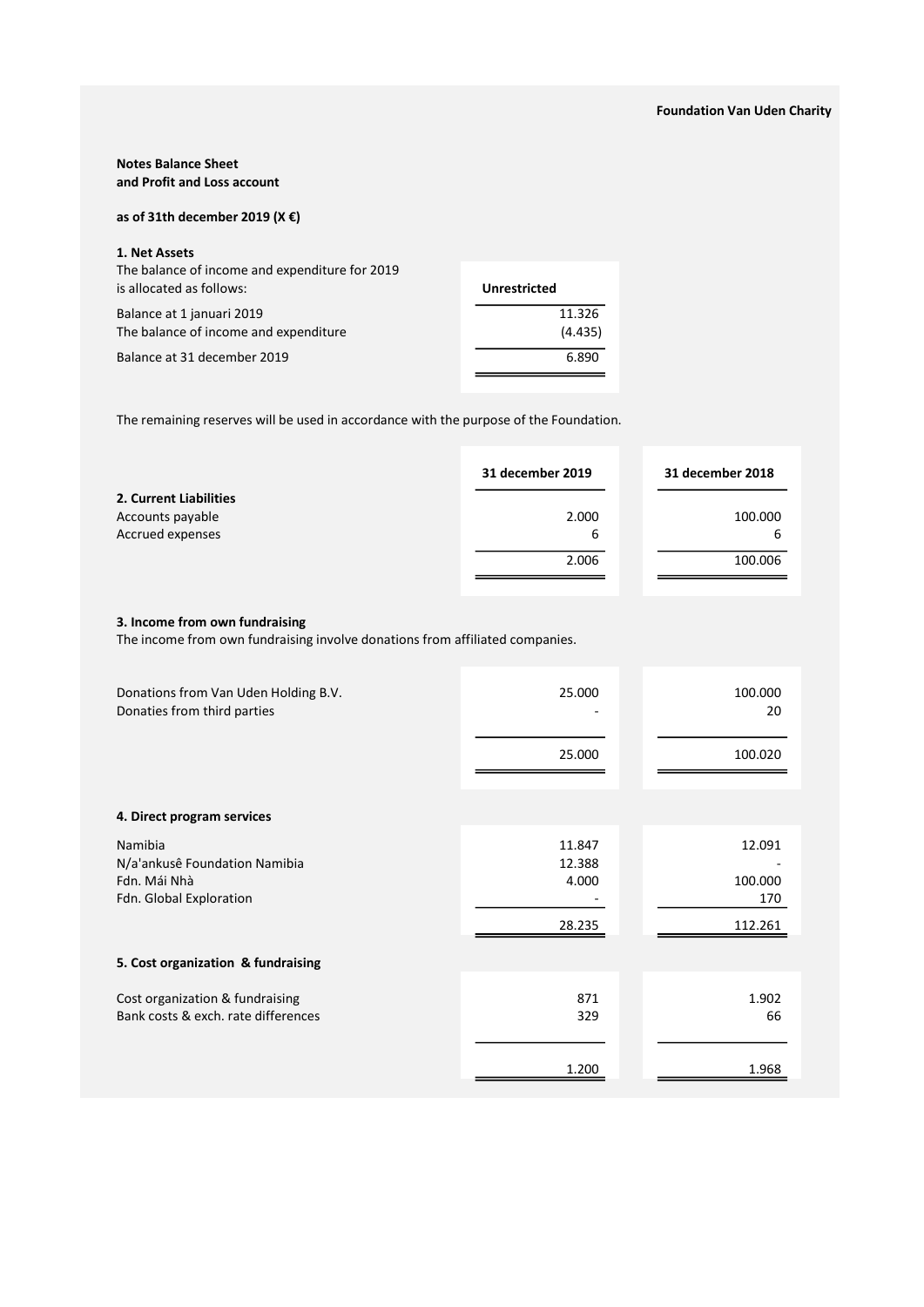**Foundation Van Uden Charity**

**Notes Balance Sheet**
**and Profit and Loss account**

**as of 31th december 2019 (X €)**

**1. Net Assets**

The balance of income and expenditure for 2019 is allocated as follows:

| | **Unrestricted** |
|---|---|
| Balance at 1 januari 2019 | 11.326 |
| The balance of income and expenditure | (4.435) |
| Balance at 31 december 2019 | 6.890 |

The remaining reserves will be used in accordance with the purpose of the Foundation.

| | **31 december 2019** | **31 december 2018** |
|---|---|---|
| **2. Current Liabilities** | | |
| Accounts payable | 2.000 | 100.000 |
| Accrued expenses | 6 | 6 |
| | 2.006 | 100.006 |

**3. Income from own fundraising**

The income from own fundraising involve donations from affiliated companies.

| | | |
|---|---|---|
| Donations from Van Uden Holding B.V. | 25.000 | 100.000 |
| Donaties from third parties | - | 20 |
| | 25.000 | 100.020 |

**4. Direct program services**

| | | |
|---|---|---|
| Namibia | 11.847 | 12.091 |
| N/a'ankusê Foundation Namibia | 12.388 | - |
| Fdn. Mái Nhà | 4.000 | 100.000 |
| Fdn. Global Exploration | - | 170 |
| | 28.235 | 112.261 |

**5. Cost organization & fundraising**

| | | |
|---|---|---|
| Cost organization & fundraising | 871 | 1.902 |
| Bank costs & exch. rate differences | 329 | 66 |
| | 1.200 | 1.968 |